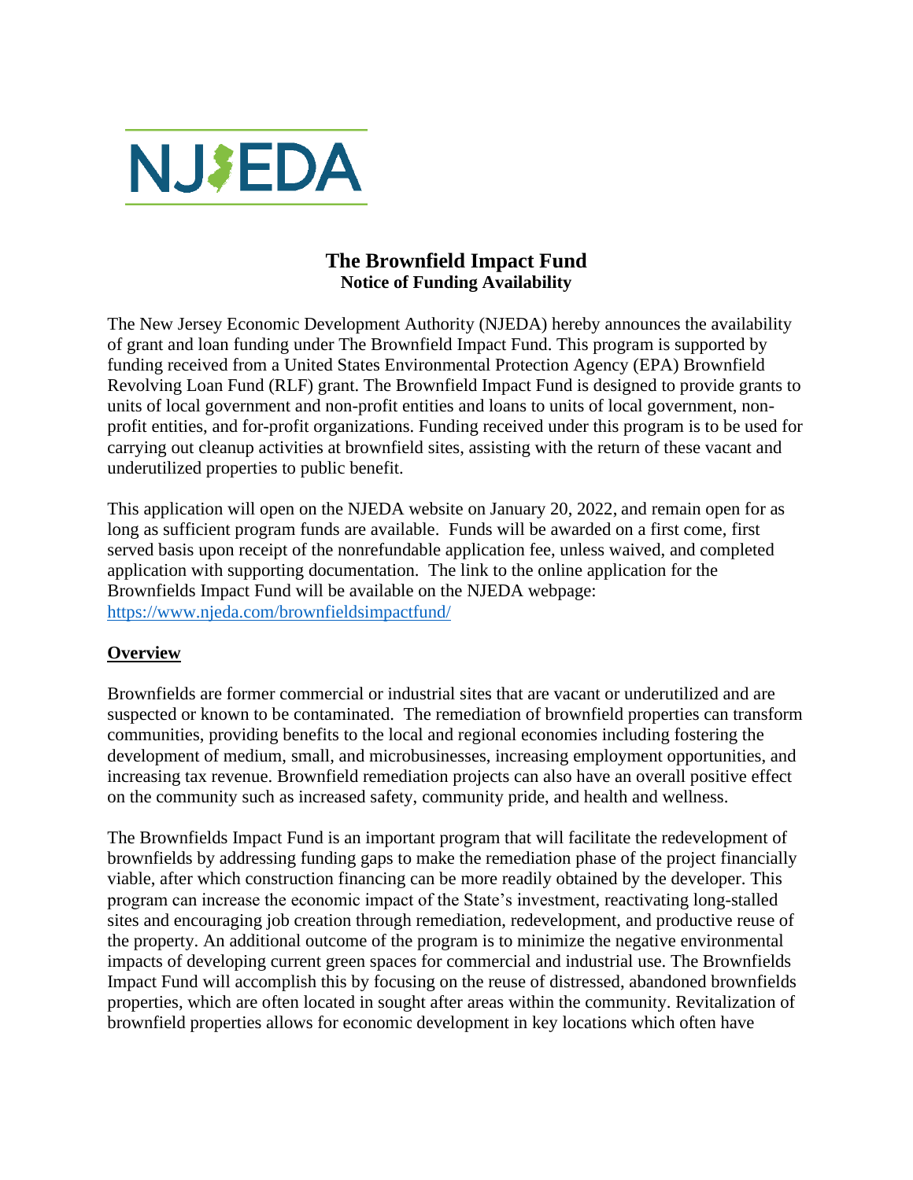NJEDA

# The Brownfield Impact Fund

**Notice of Funding Availability**

The New Jersey Economic Development Authority (NJEDA) hereby announces the availability of grant and loan funding under The Brownfield Impact Fund. This program is supported by funding received from a United States Environmental Protection Agency (EPA) Brownfield Revolving Loan Fund (RLF) grant. The Brownfield Impact Fund is designed to provide grants to units of local government and non-profit entities and loans to units of local government, non-profit entities, and for-profit organizations. Funding received under this program is to be used for carrying out cleanup activities at brownfield sites, assisting with the return of these vacant and underutilized properties to public benefit.

This application will open on the NJEDA website on January 20, 2022, and remain open for as long as sufficient program funds are available. Funds will be awarded on a first come, first served basis upon receipt of the nonrefundable application fee, unless waived, and completed application with supporting documentation. The link to the online application for the Brownfields Impact Fund will be available on the NJEDA webpage: [https://www.njeda.com/brownfieldsimpactfund/](https://www.njeda.com/brownfieldsimpactfund/)

## Overview

Brownfields are former commercial or industrial sites that are vacant or underutilized and are suspected or known to be contaminated. The remediation of brownfield properties can transform communities, providing benefits to the local and regional economies including fostering the development of medium, small, and microbusinesses, increasing employment opportunities, and increasing tax revenue. Brownfield remediation projects can also have an overall positive effect on the community such as increased safety, community pride, and health and wellness.

The Brownfields Impact Fund is an important program that will facilitate the redevelopment of brownfields by addressing funding gaps to make the remediation phase of the project financially viable, after which construction financing can be more readily obtained by the developer. This program can increase the economic impact of the State's investment, reactivating long-stalled sites and encouraging job creation through remediation, redevelopment, and productive reuse of the property. An additional outcome of the program is to minimize the negative environmental impacts of developing current green spaces for commercial and industrial use. The Brownfields Impact Fund will accomplish this by focusing on the reuse of distressed, abandoned brownfields properties, which are often located in sought after areas within the community. Revitalization of brownfield properties allows for economic development in key locations which often have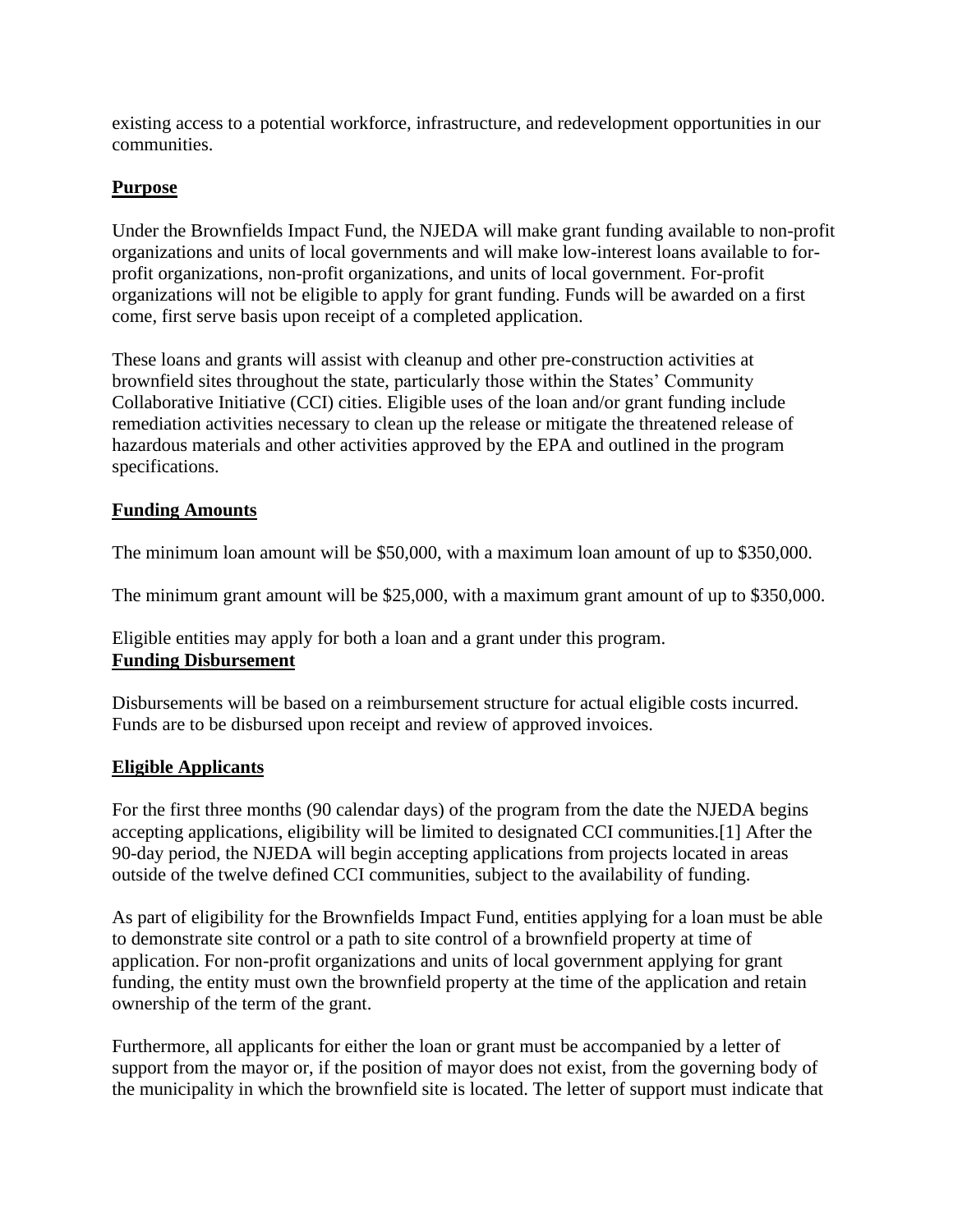existing access to a potential workforce, infrastructure, and redevelopment opportunities in our communities.

**Purpose**

Under the Brownfields Impact Fund, the NJEDA will make grant funding available to non-profit organizations and units of local governments and will make low-interest loans available to for-profit organizations, non-profit organizations, and units of local government. For-profit organizations will not be eligible to apply for grant funding. Funds will be awarded on a first come, first serve basis upon receipt of a completed application.

These loans and grants will assist with cleanup and other pre-construction activities at brownfield sites throughout the state, particularly those within the States' Community Collaborative Initiative (CCI) cities. Eligible uses of the loan and/or grant funding include remediation activities necessary to clean up the release or mitigate the threatened release of hazardous materials and other activities approved by the EPA and outlined in the program specifications.

**Funding Amounts**

The minimum loan amount will be $50,000, with a maximum loan amount of up to $350,000.

The minimum grant amount will be $25,000, with a maximum grant amount of up to $350,000.

Eligible entities may apply for both a loan and a grant under this program.

**Funding Disbursement**

Disbursements will be based on a reimbursement structure for actual eligible costs incurred. Funds are to be disbursed upon receipt and review of approved invoices.

**Eligible Applicants**

For the first three months (90 calendar days) of the program from the date the NJEDA begins accepting applications, eligibility will be limited to designated CCI communities.[1] After the 90-day period, the NJEDA will begin accepting applications from projects located in areas outside of the twelve defined CCI communities, subject to the availability of funding.

As part of eligibility for the Brownfields Impact Fund, entities applying for a loan must be able to demonstrate site control or a path to site control of a brownfield property at time of application. For non-profit organizations and units of local government applying for grant funding, the entity must own the brownfield property at the time of the application and retain ownership of the term of the grant.

Furthermore, all applicants for either the loan or grant must be accompanied by a letter of support from the mayor or, if the position of mayor does not exist, from the governing body of the municipality in which the brownfield site is located. The letter of support must indicate that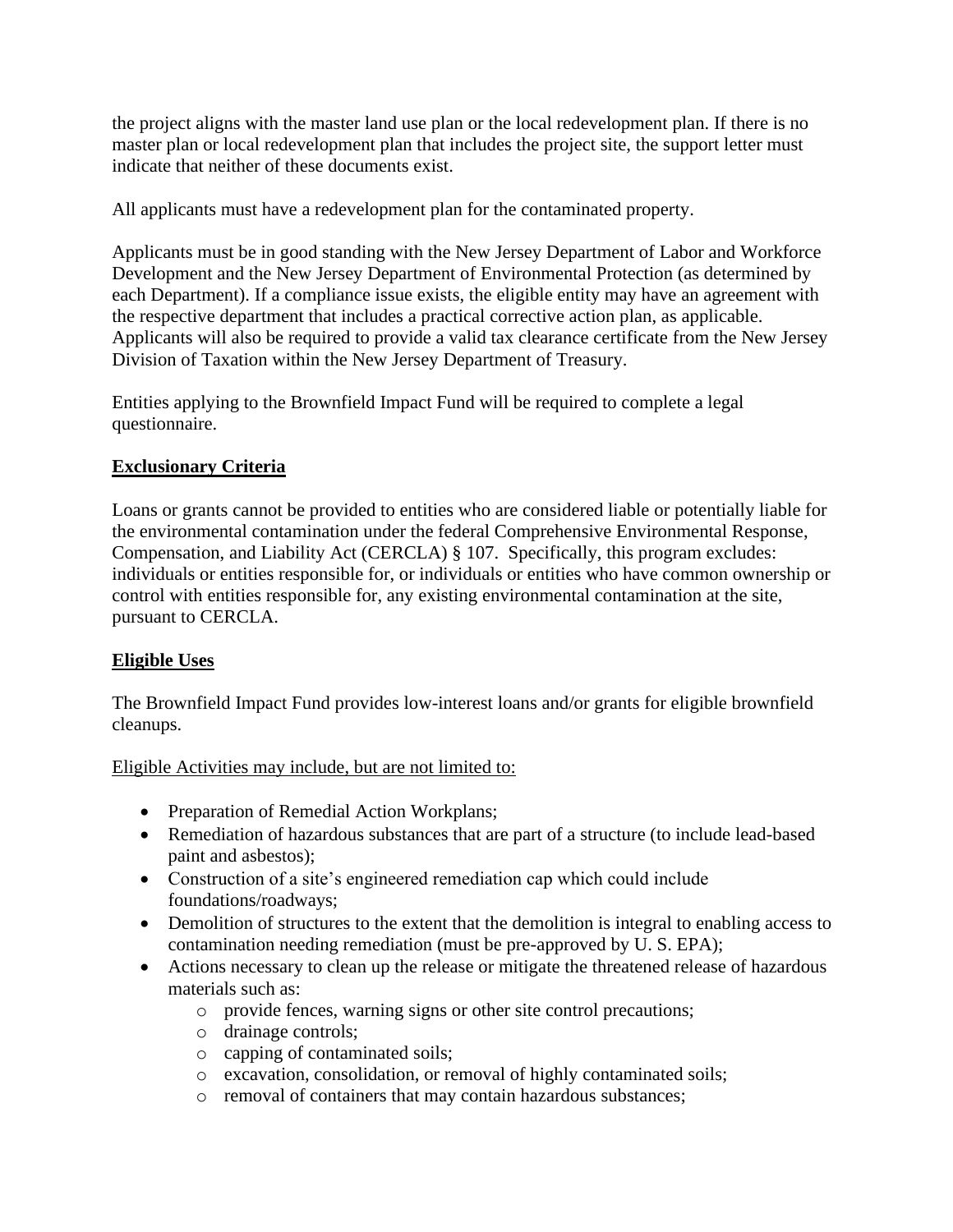the project aligns with the master land use plan or the local redevelopment plan. If there is no master plan or local redevelopment plan that includes the project site, the support letter must indicate that neither of these documents exist.

All applicants must have a redevelopment plan for the contaminated property.

Applicants must be in good standing with the New Jersey Department of Labor and Workforce Development and the New Jersey Department of Environmental Protection (as determined by each Department). If a compliance issue exists, the eligible entity may have an agreement with the respective department that includes a practical corrective action plan, as applicable. Applicants will also be required to provide a valid tax clearance certificate from the New Jersey Division of Taxation within the New Jersey Department of Treasury.

Entities applying to the Brownfield Impact Fund will be required to complete a legal questionnaire.

## Exclusionary Criteria

Loans or grants cannot be provided to entities who are considered liable or potentially liable for the environmental contamination under the federal Comprehensive Environmental Response, Compensation, and Liability Act (CERCLA) § 107. Specifically, this program excludes: individuals or entities responsible for, or individuals or entities who have common ownership or control with entities responsible for, any existing environmental contamination at the site, pursuant to CERCLA.

## Eligible Uses

The Brownfield Impact Fund provides low-interest loans and/or grants for eligible brownfield cleanups.

Eligible Activities may include, but are not limited to:

- Preparation of Remedial Action Workplans;
- Remediation of hazardous substances that are part of a structure (to include lead-based paint and asbestos);
- Construction of a site's engineered remediation cap which could include foundations/roadways;
- Demolition of structures to the extent that the demolition is integral to enabling access to contamination needing remediation (must be pre-approved by U. S. EPA);
- Actions necessary to clean up the release or mitigate the threatened release of hazardous materials such as:
  - provide fences, warning signs or other site control precautions;
  - drainage controls;
  - capping of contaminated soils;
  - excavation, consolidation, or removal of highly contaminated soils;
  - removal of containers that may contain hazardous substances;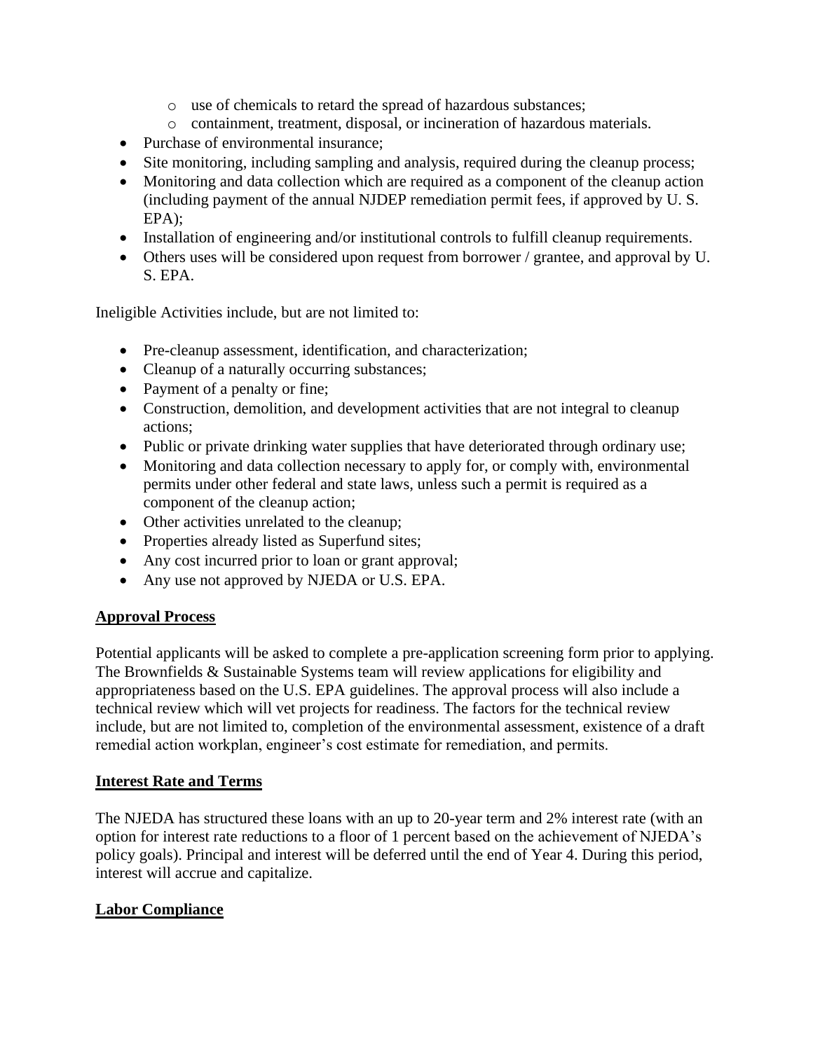- use of chemicals to retard the spread of hazardous substances;
  - containment, treatment, disposal, or incineration of hazardous materials.
- Purchase of environmental insurance;
- Site monitoring, including sampling and analysis, required during the cleanup process;
- Monitoring and data collection which are required as a component of the cleanup action (including payment of the annual NJDEP remediation permit fees, if approved by U. S. EPA);
- Installation of engineering and/or institutional controls to fulfill cleanup requirements.
- Others uses will be considered upon request from borrower / grantee, and approval by U. S. EPA.

Ineligible Activities include, but are not limited to:

- Pre-cleanup assessment, identification, and characterization;
- Cleanup of a naturally occurring substances;
- Payment of a penalty or fine;
- Construction, demolition, and development activities that are not integral to cleanup actions;
- Public or private drinking water supplies that have deteriorated through ordinary use;
- Monitoring and data collection necessary to apply for, or comply with, environmental permits under other federal and state laws, unless such a permit is required as a component of the cleanup action;
- Other activities unrelated to the cleanup;
- Properties already listed as Superfund sites;
- Any cost incurred prior to loan or grant approval;
- Any use not approved by NJEDA or U.S. EPA.

**Approval Process**

Potential applicants will be asked to complete a pre-application screening form prior to applying. The Brownfields & Sustainable Systems team will review applications for eligibility and appropriateness based on the U.S. EPA guidelines. The approval process will also include a technical review which will vet projects for readiness. The factors for the technical review include, but are not limited to, completion of the environmental assessment, existence of a draft remedial action workplan, engineer's cost estimate for remediation, and permits.

**Interest Rate and Terms**

The NJEDA has structured these loans with an up to 20-year term and 2% interest rate (with an option for interest rate reductions to a floor of 1 percent based on the achievement of NJEDA's policy goals). Principal and interest will be deferred until the end of Year 4. During this period, interest will accrue and capitalize.

**Labor Compliance**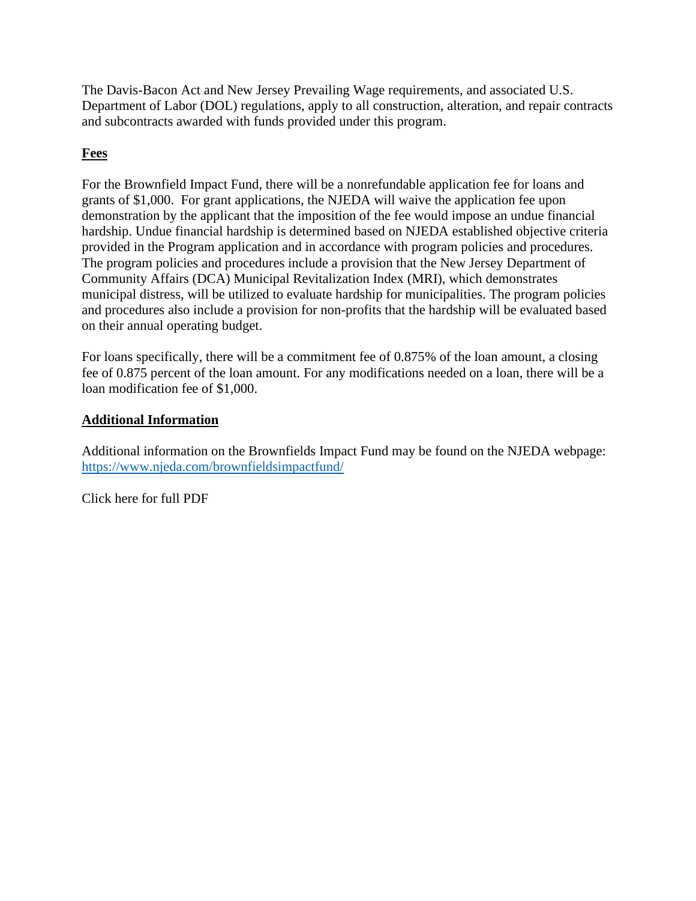The Davis-Bacon Act and New Jersey Prevailing Wage requirements, and associated U.S. Department of Labor (DOL) regulations, apply to all construction, alteration, and repair contracts and subcontracts awarded with funds provided under this program.

**Fees**

For the Brownfield Impact Fund, there will be a nonrefundable application fee for loans and grants of $1,000. For grant applications, the NJEDA will waive the application fee upon demonstration by the applicant that the imposition of the fee would impose an undue financial hardship. Undue financial hardship is determined based on NJEDA established objective criteria provided in the Program application and in accordance with program policies and procedures. The program policies and procedures include a provision that the New Jersey Department of Community Affairs (DCA) Municipal Revitalization Index (MRI), which demonstrates municipal distress, will be utilized to evaluate hardship for municipalities. The program policies and procedures also include a provision for non-profits that the hardship will be evaluated based on their annual operating budget.

For loans specifically, there will be a commitment fee of 0.875% of the loan amount, a closing fee of 0.875 percent of the loan amount. For any modifications needed on a loan, there will be a loan modification fee of $1,000.

**Additional Information**

Additional information on the Brownfields Impact Fund may be found on the NJEDA webpage: [https://www.njeda.com/brownfieldsimpactfund/](https://www.njeda.com/brownfieldsimpactfund/)

Click here for full PDF